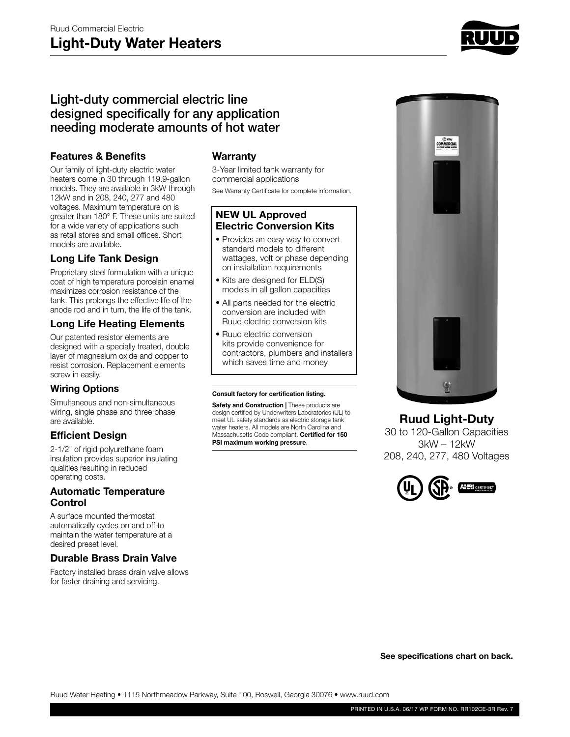Ruud Commercial Electric

# Light-Duty Water Heaters

## Light-duty commercial electric line designed specifically for any application needing moderate amounts of hot water

### Features & Benefits

Our family of light-duty electric water heaters come in 30 through 119.9-gallon models. They are available in 3kW through 12kW and in 208, 240, 277 and 480 voltages. Maximum temperature on is greater than 180° F. These units are suited for a wide variety of applications such as retail stores and small offices. Short models are available.

### Long Life Tank Design

Proprietary steel formulation with a unique coat of high temperature porcelain enamel maximizes corrosion resistance of the tank. This prolongs the effective life of the anode rod and in turn, the life of the tank.

### Long Life Heating Elements

Our patented resistor elements are designed with a specially treated, double layer of magnesium oxide and copper to resist corrosion. Replacement elements screw in easily.

### Wiring Options

Simultaneous and non-simultaneous wiring, single phase and three phase are available.

### Efficient Design

2-1/2" of rigid polyurethane foam insulation provides superior insulating qualities resulting in reduced operating costs.

### Automatic Temperature Control

A surface mounted thermostat automatically cycles on and off to maintain the water temperature at a desired preset level.

### Durable Brass Drain Valve

Factory installed brass drain valve allows for faster draining and servicing.

### Warranty

3-Year limited tank warranty for commercial applications

See Warranty Certificate for complete information.

### NEW UL Approved Electric Conversion Kits

- Provides an easy way to convert standard models to different wattages, volt or phase depending on installation requirements
- Kits are designed for ELD(S) models in all gallon capacities
- All parts needed for the electric conversion are included with Ruud electric conversion kits
- Ruud electric conversion kits provide convenience for contractors, plumbers and installers which saves time and money

**Consult factory for certification listing.**

**Safety and Construction |** These products are design certified by Underwriters Laboratories (UL) to meet UL safety standards as electric storage tank water heaters. All models are North Carolina and Massachusetts Code compliant. **Certified for 150 PSI maximum working pressure**.

### Ruud Light-Duty

30 to 120-Gallon Capacities
3kW – 12kW
208, 240, 277, 480 Voltages

**See specifications chart on back.**

Ruud Water Heating • 1115 Northmeadow Parkway, Suite 100, Roswell, Georgia 30076 • www.ruud.com

PRINTED IN U.S.A. 06/17 WP FORM NO. RR102CE-3R Rev. 7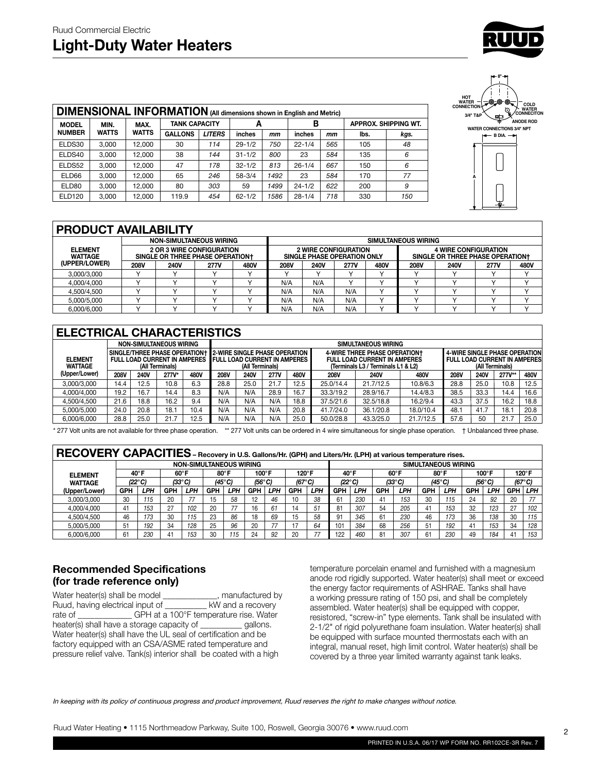# Light-Duty Water Heaters

Ruud Commercial Electric

## DIMENSIONAL INFORMATION (All dimensions shown in English and Metric)

| MODEL NUMBER | MIN. WATTS | MAX. WATTS | TANK CAPACITY | | A | | B | | APPROX. SHIPPING WT. | |
|---|---|---|---|---|---|---|---|---|---|---|
| | | | GALLONS | *LITERS* | inches | *mm* | inches | *mm* | lbs. | *kgs.* |
| ELDS30 | 3,000 | 12,000 | 30 | *114* | 29-1/2 | *750* | 22-1/4 | *565* | 105 | *48* |
| ELDS40 | 3,000 | 12,000 | 38 | *144* | 31-1/2 | *800* | 23 | *584* | 135 | *6* |
| ELDS52 | 3,000 | 12,000 | 47 | *178* | 32-1/2 | *813* | 26-1/4 | *667* | 150 | *6* |
| ELD66 | 3,000 | 12,000 | 65 | *246* | 58-3/4 | *1492* | 23 | *584* | 170 | *77* |
| ELD80 | 3,000 | 12,000 | 80 | *303* | 59 | *1499* | 24-1/2 | *622* | 200 | *9* |
| ELD120 | 3,000 | 12,000 | 119.9 | *454* | 62-1/2 | *1586* | 28-1/4 | *718* | 330 | *150* |

8"
HOT WATER CONNECTION
3/4" T&P
COLD WATER CONNECITON
ANODE ROD
WATER CONNECTIONS 3/4" NPT
B DIA.
A

## PRODUCT AVAILABILITY

| ELEMENT WATTAGE (UPPER/LOWER) | NON-SIMULTANEOUS WIRING: 2 OR 3 WIRE CONFIGURATION SINGLE OR THREE PHASE OPERATION† | | | | SIMULTANEOUS WIRING: 2 WIRE CONFIGURATION SINGLE PHASE OPERATION ONLY | | | | SIMULTANEOUS WIRING: 4 WIRE CONFIGURATION SINGLE OR THREE PHASE OPERATION† | | | |
|---|---|---|---|---|---|---|---|---|---|---|---|---|
| | 208V | 240V | 277V | 480V | 208V | 240V | 277V | 480V | 208V | 240V | 277V | 480V |
| 3,000/3,000 | Y | Y | Y | Y | Y | Y | Y | Y | Y | Y | Y | Y |
| 4,000/4,000 | Y | Y | Y | Y | N/A | N/A | Y | Y | Y | Y | Y | Y |
| 4,500/4,500 | Y | Y | Y | Y | N/A | N/A | N/A | Y | Y | Y | Y | Y |
| 5,000/5,000 | Y | Y | Y | Y | N/A | N/A | N/A | Y | Y | Y | Y | Y |
| 6,000/6,000 | Y | Y | Y | Y | N/A | N/A | N/A | Y | Y | Y | Y | Y |

## ELECTRICAL CHARACTERISTICS

| ELEMENT WATTAGE (Upper/Lower) | NON-SIMULTANEOUS WIRING: SINGLE/THREE PHASE OPERATION† FULL LOAD CURRENT IN AMPERES (All Terminals) | | | | SIMULTANEOUS WIRING: 2-WIRE SINGLE PHASE OPERATION FULL LOAD CURRENT IN AMPERES (All Terminals) | | | | SIMULTANEOUS WIRING: 4-WIRE THREE PHASE OPERATION† FULL LOAD CURRENT IN AMPERES (Terminals L3 / Terminals L1 & L2) | | | SIMULTANEOUS WIRING: 4-WIRE SINGLE PHASE OPERATION FULL LOAD CURRENT IN AMPERES (All Terminals) | | | |
|---|---|---|---|---|---|---|---|---|---|---|---|---|---|---|---|
| | 208V | 240V | 277V* | 480V | 208V | 240V | 277V | 480V | 208V | 240V | 480V | 208V | 240V | 277V** | 480V |
| 3,000/3,000 | 14.4 | 12.5 | 10.8 | 6.3 | 28.8 | 25.0 | 21.7 | 12.5 | 25.0/14.4 | 21.7/12.5 | 10.8/6.3 | 28.8 | 25.0 | 10.8 | 12.5 |
| 4,000/4,000 | 19.2 | 16.7 | 14.4 | 8.3 | N/A | N/A | 28.9 | 16.7 | 33.3/19.2 | 28.9/16.7 | 14.4/8.3 | 38.5 | 33.3 | 14.4 | 16.6 |
| 4,500/4,500 | 21.6 | 18.8 | 16.2 | 9.4 | N/A | N/A | N/A | 18.8 | 37.5/21.6 | 32.5/18.8 | 16.2/9.4 | 43.3 | 37.5 | 16.2 | 18.8 |
| 5,000/5,000 | 24.0 | 20.8 | 18.1 | 10.4 | N/A | N/A | N/A | 20.8 | 41.7/24.0 | 36.1/20.8 | 18.0/10.4 | 48.1 | 41.7 | 18.1 | 20.8 |
| 6,000/6,000 | 28.8 | 25.0 | 21.7 | 12.5 | N/A | N/A | N/A | 25.0 | 50.0/28.8 | 43.3/25.0 | 21.7/12.5 | 57.6 | 50 | 21.7 | 25.0 |

\* 277 Volt units are not available for three phase operation. \*\* 277 Volt units can be ordered in 4 wire simultaneous for single phase operation. † Unbalanced three phase.

## RECOVERY CAPACITIES – Recovery in U.S. Gallons/Hr. (GPH) and Liters/Hr. (LPH) at various temperature rises.

| ELEMENT WATTAGE (Upper/Lower) | NON-SIMULTANEOUS WIRING: 40°F *(22°C)* | | 60°F *(33°C)* | | 80°F *(45°C)* | | 100°F *(56°C)* | | 120°F *(67°C)* | | SIMULTANEOUS WIRING: 40°F *(22°C)* | | 60°F *(33°C)* | | 80°F *(45°C)* | | 100°F *(56°C)* | | 120°F *(67°C)* | |
|---|---|---|---|---|---|---|---|---|---|---|---|---|---|---|---|---|---|---|---|---|
| | GPH | *LPH* | GPH | *LPH* | GPH | *LPH* | GPH | *LPH* | GPH | *LPH* | GPH | *LPH* | GPH | *LPH* | GPH | *LPH* | GPH | *LPH* | GPH | *LPH* |
| 3,000/3,000 | 30 | *115* | 20 | *77* | 15 | *58* | 12 | *46* | 10 | *38* | 61 | *230* | 41 | *153* | 30 | *115* | 24 | *92* | 20 | *77* |
| 4,000/4,000 | 41 | *153* | 27 | *102* | 20 | *77* | 16 | *61* | 14 | *51* | 81 | *307* | 54 | *205* | 41 | *153* | 32 | *123* | 27 | *102* |
| 4,500/4,500 | 46 | *173* | 30 | *115* | 23 | *86* | 18 | *69* | 15 | *58* | 91 | *345* | 61 | *230* | 46 | *173* | 36 | *138* | 30 | *115* |
| 5,000/5,000 | 51 | *192* | 34 | *128* | 25 | *96* | 20 | *77* | 17 | *64* | 101 | *384* | 68 | *256* | 51 | *192* | 41 | *153* | 34 | *128* |
| 6,000/6,000 | 61 | *230* | 41 | *153* | 30 | *115* | 24 | *92* | 20 | *77* | 122 | *460* | 81 | *307* | 61 | *230* | 49 | *184* | 41 | *153* |

### Recommended Specifications (for trade reference only)

Water heater(s) shall be model _____________, manufactured by Ruud, having electrical input of __________ kW and a recovery rate of _____________ GPH at a 100°F temperature rise. Water heater(s) shall have a storage capacity of __________ gallons. Water heater(s) shall have the UL seal of certification and be factory equipped with an CSA/ASME rated temperature and pressure relief valve. Tank(s) interior shall be coated with a high temperature porcelain enamel and furnished with a magnesium anode rod rigidly supported. Water heater(s) shall meet or exceed the energy factor requirements of ASHRAE. Tanks shall have a working pressure rating of 150 psi, and shall be completely assembled. Water heater(s) shall be equipped with copper, resistored, "screw-in" type elements. Tank shall be insulated with 2-1/2" of rigid polyurethane foam insulation. Water heater(s) shall be equipped with surface mounted thermostats each with an integral, manual reset, high limit control. Water heater(s) shall be covered by a three year limited warranty against tank leaks.

*In keeping with its policy of continuous progress and product improvement, Ruud reserves the right to make changes without notice.*

Ruud Water Heating • 1115 Northmeadow Parkway, Suite 100, Roswell, Georgia 30076 • www.ruud.com

PRINTED IN U.S.A. 06/17 WP FORM NO. RR102CE-3R Rev. 7